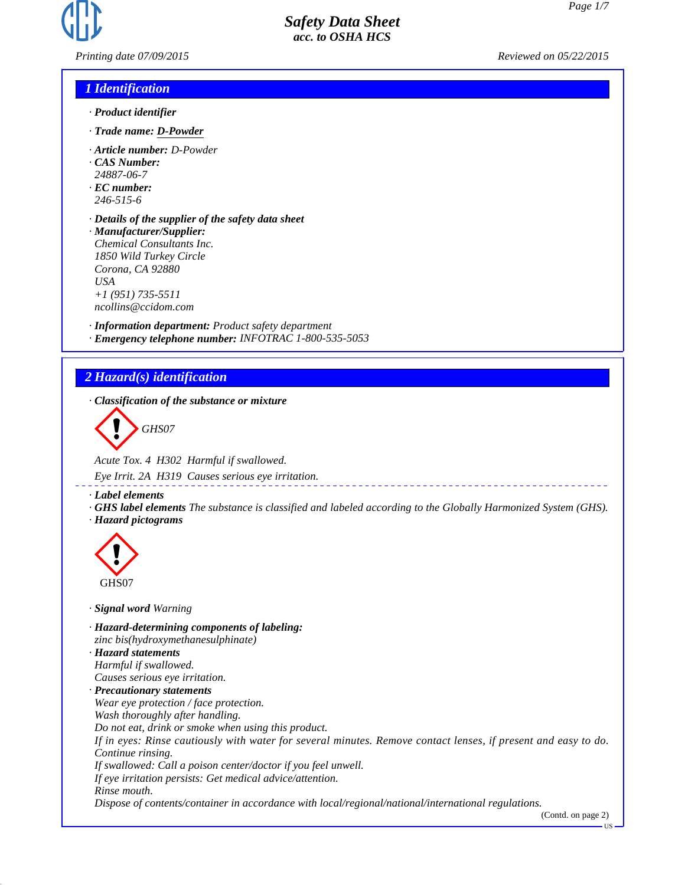# Safety Data Sheet
## acc. to OSHA HCS

Printing date 07/09/2015 Reviewed on 05/22/2015

## 1 Identification

- · **Product identifier**
- · **Trade name:** **D-Powder**
- · **Article number:** D-Powder
- · **CAS Number:**
  24887-06-7
- · **EC number:**
  246-515-6
- · **Details of the supplier of the safety data sheet**
- · **Manufacturer/Supplier:**
  Chemical Consultants Inc.
  1850 Wild Turkey Circle
  Corona, CA 92880
  USA
  +1 (951) 735-5511
  ncollins@ccidom.com
- · **Information department:** Product safety department
- · **Emergency telephone number:** INFOTRAC 1-800-535-5053

## 2 Hazard(s) identification

- · **Classification of the substance or mixture**

GHS07

Acute Tox. 4 H302 Harmful if swallowed.

Eye Irrit. 2A H319 Causes serious eye irritation.

- · **Label elements**
- · **GHS label elements** The substance is classified and labeled according to the Globally Harmonized System (GHS).
- · **Hazard pictograms**

GHS07

- · **Signal word** Warning
- · **Hazard-determining components of labeling:**
  zinc bis(hydroxymethanesulphinate)
- · **Hazard statements**
  Harmful if swallowed.
  Causes serious eye irritation.
- · **Precautionary statements**
  Wear eye protection / face protection.
  Wash thoroughly after handling.
  Do not eat, drink or smoke when using this product.
  If in eyes: Rinse cautiously with water for several minutes. Remove contact lenses, if present and easy to do. Continue rinsing.
  If swallowed: Call a poison center/doctor if you feel unwell.
  If eye irritation persists: Get medical advice/attention.
  Rinse mouth.
  Dispose of contents/container in accordance with local/regional/national/international regulations.

(Contd. on page 2)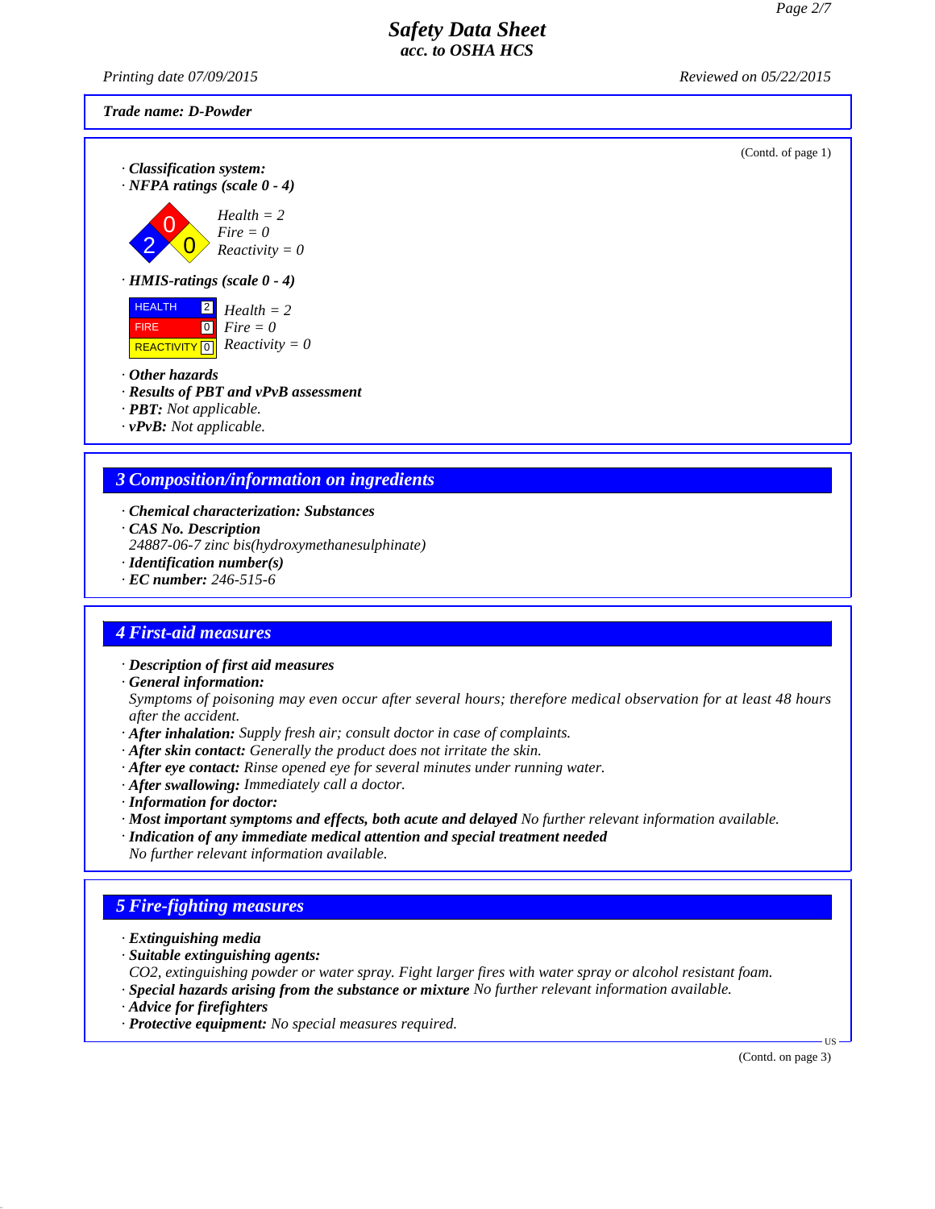**Trade name: D-Powder**

(Contd. of page 1)

· **Classification system:**
· **NFPA ratings (scale 0 - 4)**

*Health = 2*
*Fire = 0*
*Reactivity = 0*

· **HMIS-ratings (scale 0 - 4)**

| HMIS | Rating |
|---|---|
| HEALTH | 2 |
| FIRE | 0 |
| REACTIVITY | 0 |

*Health = 2*
*Fire = 0*
*Reactivity = 0*

· **Other hazards**
· **Results of PBT and vPvB assessment**
· **PBT:** *Not applicable.*
· **vPvB:** *Not applicable.*

## 3 Composition/information on ingredients

· **Chemical characterization: Substances**
· **CAS No. Description**
*24887-06-7 zinc bis(hydroxymethanesulphinate)*
· **Identification number(s)**
· **EC number:** *246-515-6*

## 4 First-aid measures

· **Description of first aid measures**
· **General information:**
*Symptoms of poisoning may even occur after several hours; therefore medical observation for at least 48 hours after the accident.*
· **After inhalation:** *Supply fresh air; consult doctor in case of complaints.*
· **After skin contact:** *Generally the product does not irritate the skin.*
· **After eye contact:** *Rinse opened eye for several minutes under running water.*
· **After swallowing:** *Immediately call a doctor.*
· **Information for doctor:**
· **Most important symptoms and effects, both acute and delayed** *No further relevant information available.*
· **Indication of any immediate medical attention and special treatment needed**
*No further relevant information available.*

## 5 Fire-fighting measures

· **Extinguishing media**
· **Suitable extinguishing agents:**
*$CO_2$, extinguishing powder or water spray. Fight larger fires with water spray or alcohol resistant foam.*
· **Special hazards arising from the substance or mixture** *No further relevant information available.*
· **Advice for firefighters**
· **Protective equipment:** *No special measures required.*

(Contd. on page 3)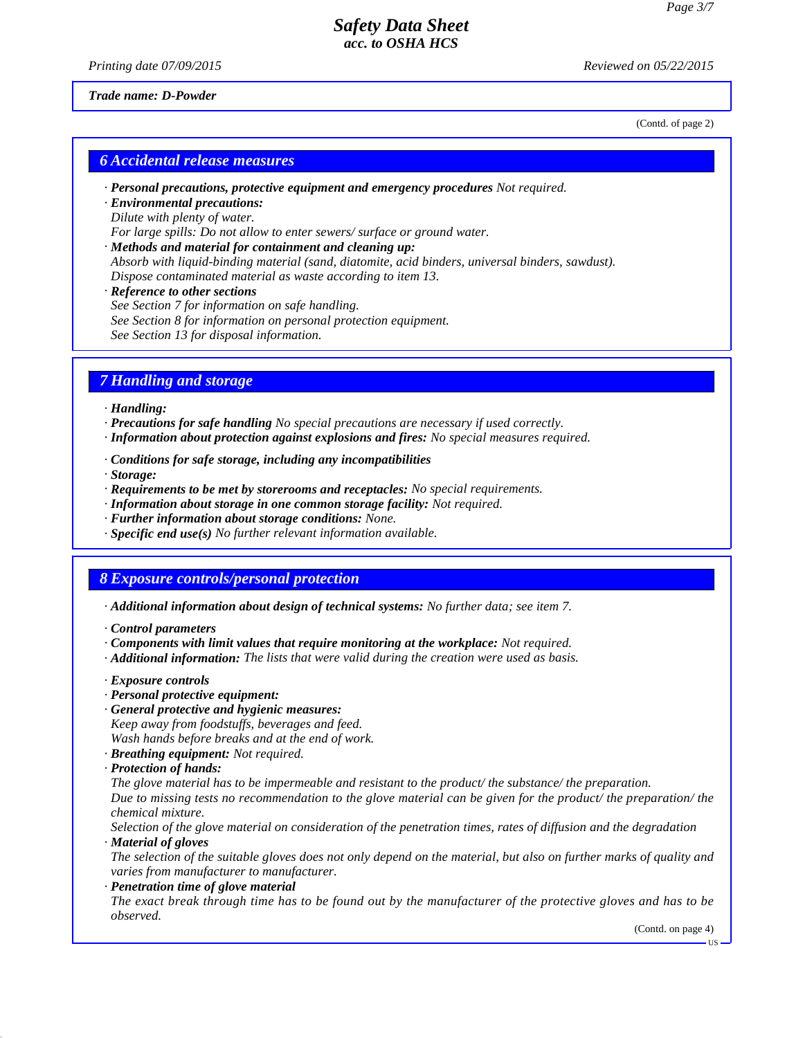*Trade name: D-Powder*

(Contd. of page 2)

## 6 Accidental release measures

· ***Personal precautions, protective equipment and emergency procedures*** *Not required.*
· ***Environmental precautions:***
*Dilute with plenty of water.*
*For large spills: Do not allow to enter sewers/ surface or ground water.*
· ***Methods and material for containment and cleaning up:***
*Absorb with liquid-binding material (sand, diatomite, acid binders, universal binders, sawdust).*
*Dispose contaminated material as waste according to item 13.*
· ***Reference to other sections***
*See Section 7 for information on safe handling.*
*See Section 8 for information on personal protection equipment.*
*See Section 13 for disposal information.*

## 7 Handling and storage

· ***Handling:***
· ***Precautions for safe handling*** *No special precautions are necessary if used correctly.*
· ***Information about protection against explosions and fires:*** *No special measures required.*

· ***Conditions for safe storage, including any incompatibilities***
· ***Storage:***
· ***Requirements to be met by storerooms and receptacles:*** *No special requirements.*
· ***Information about storage in one common storage facility:*** *Not required.*
· ***Further information about storage conditions:*** *None.*
· ***Specific end use(s)*** *No further relevant information available.*

## 8 Exposure controls/personal protection

· ***Additional information about design of technical systems:*** *No further data; see item 7.*

· ***Control parameters***
· ***Components with limit values that require monitoring at the workplace:*** *Not required.*
· ***Additional information:*** *The lists that were valid during the creation were used as basis.*

· ***Exposure controls***
· ***Personal protective equipment:***
· ***General protective and hygienic measures:***
*Keep away from foodstuffs, beverages and feed.*
*Wash hands before breaks and at the end of work.*
· ***Breathing equipment:*** *Not required.*
· ***Protection of hands:***
*The glove material has to be impermeable and resistant to the product/ the substance/ the preparation.*
*Due to missing tests no recommendation to the glove material can be given for the product/ the preparation/ the chemical mixture.*
*Selection of the glove material on consideration of the penetration times, rates of diffusion and the degradation*
· ***Material of gloves***
*The selection of the suitable gloves does not only depend on the material, but also on further marks of quality and varies from manufacturer to manufacturer.*
· ***Penetration time of glove material***
*The exact break through time has to be found out by the manufacturer of the protective gloves and has to be observed.*

(Contd. on page 4)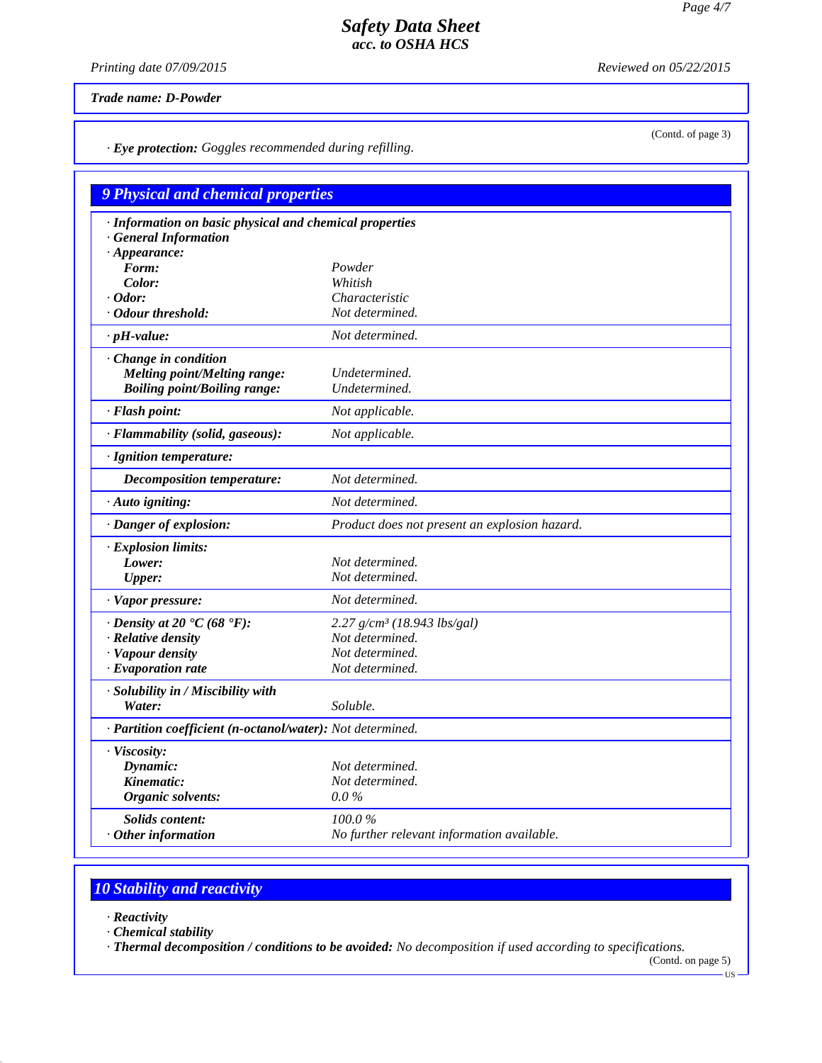**Trade name: D-Powder**

(Contd. of page 3)

· **Eye protection:** Goggles recommended during refilling.

## 9 Physical and chemical properties

· **Information on basic physical and chemical properties**
· **General Information**
· **Appearance:**

| | |
|---|---|
| **Form:** | Powder |
| **Color:** | Whitish |
| · **Odor:** | Characteristic |
| · **Odour threshold:** | Not determined. |
| · **pH-value:** | Not determined. |
| · **Change in condition** | |
| **Melting point/Melting range:** | Undetermined. |
| **Boiling point/Boiling range:** | Undetermined. |
| · **Flash point:** | Not applicable. |
| · **Flammability (solid, gaseous):** | Not applicable. |
| · **Ignition temperature:** | |
| **Decomposition temperature:** | Not determined. |
| · **Auto igniting:** | Not determined. |
| · **Danger of explosion:** | Product does not present an explosion hazard. |
| · **Explosion limits:** | |
| **Lower:** | Not determined. |
| **Upper:** | Not determined. |
| · **Vapor pressure:** | Not determined. |
| · **Density at 20 °C (68 °F):** | 2.27 g/cm³ (18.943 lbs/gal) |
| · **Relative density** | Not determined. |
| · **Vapour density** | Not determined. |
| · **Evaporation rate** | Not determined. |
| · **Solubility in / Miscibility with** | |
| **Water:** | Soluble. |
| · **Partition coefficient (n-octanol/water):** | Not determined. |
| · **Viscosity:** | |
| **Dynamic:** | Not determined. |
| **Kinematic:** | Not determined. |
| **Organic solvents:** | 0.0 % |
| **Solids content:** | 100.0 % |
| · **Other information** | No further relevant information available. |

## 10 Stability and reactivity

· **Reactivity**
· **Chemical stability**
· **Thermal decomposition / conditions to be avoided:** No decomposition if used according to specifications.

(Contd. on page 5)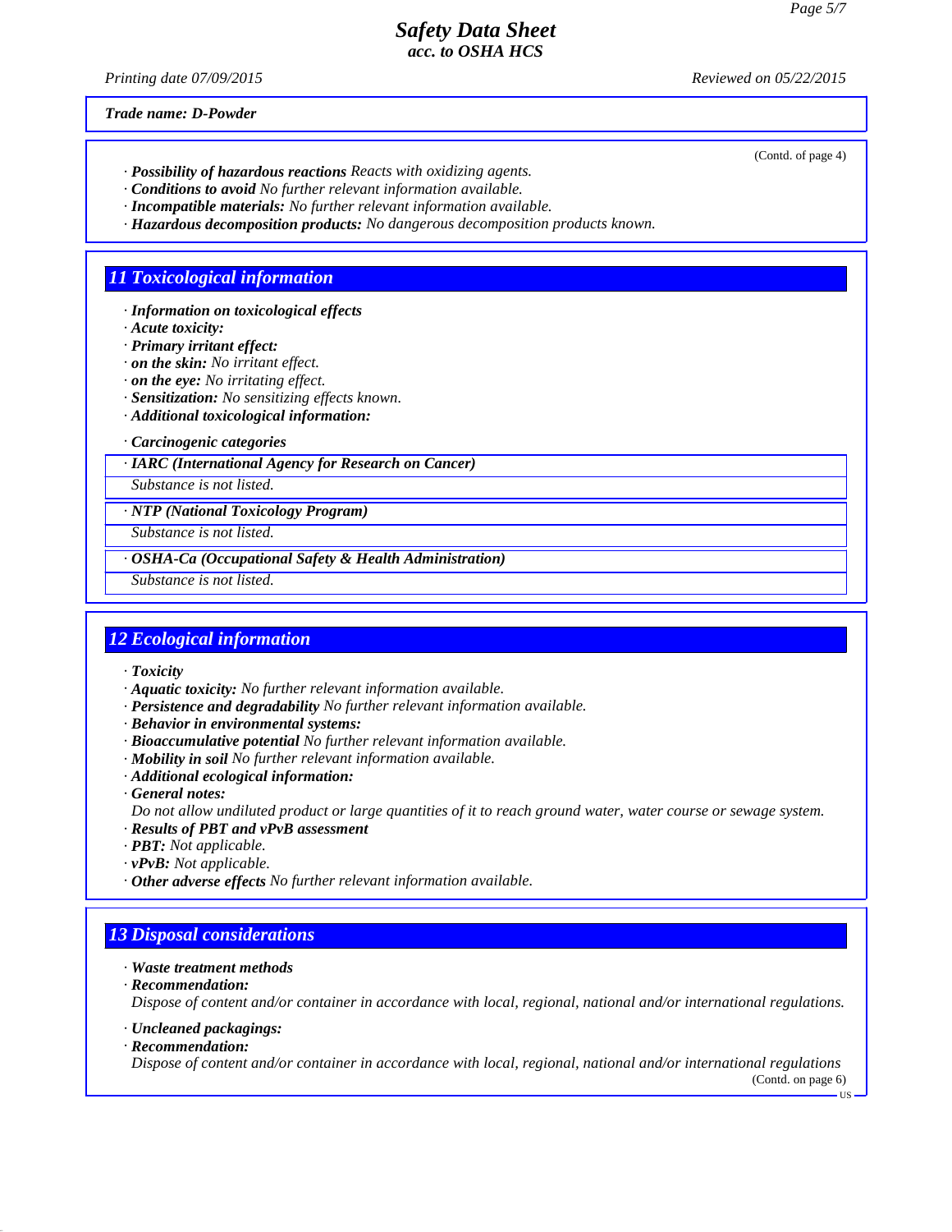*Trade name: D-Powder*

(Contd. of page 4)

· ***Possibility of hazardous reactions*** *Reacts with oxidizing agents.*
· ***Conditions to avoid*** *No further relevant information available.*
· ***Incompatible materials:*** *No further relevant information available.*
· ***Hazardous decomposition products:*** *No dangerous decomposition products known.*

## 11 Toxicological information

· ***Information on toxicological effects***
· ***Acute toxicity:***
· ***Primary irritant effect:***
· ***on the skin:*** *No irritant effect.*
· ***on the eye:*** *No irritating effect.*
· ***Sensitization:*** *No sensitizing effects known.*
· ***Additional toxicological information:***

· ***Carcinogenic categories***

· ***IARC (International Agency for Research on Cancer)***

*Substance is not listed.*

· ***NTP (National Toxicology Program)***

*Substance is not listed.*

· ***OSHA-Ca (Occupational Safety & Health Administration)***

*Substance is not listed.*

## 12 Ecological information

· ***Toxicity***
· ***Aquatic toxicity:*** *No further relevant information available.*
· ***Persistence and degradability*** *No further relevant information available.*
· ***Behavior in environmental systems:***
· ***Bioaccumulative potential*** *No further relevant information available.*
· ***Mobility in soil*** *No further relevant information available.*
· ***Additional ecological information:***
· ***General notes:***
*Do not allow undiluted product or large quantities of it to reach ground water, water course or sewage system.*
· ***Results of PBT and vPvB assessment***
· ***PBT:*** *Not applicable.*
· ***vPvB:*** *Not applicable.*
· ***Other adverse effects*** *No further relevant information available.*

## 13 Disposal considerations

· ***Waste treatment methods***
· ***Recommendation:***
*Dispose of content and/or container in accordance with local, regional, national and/or international regulations.*

· ***Uncleaned packagings:***
· ***Recommendation:***
*Dispose of content and/or container in accordance with local, regional, national and/or international regulations*

(Contd. on page 6)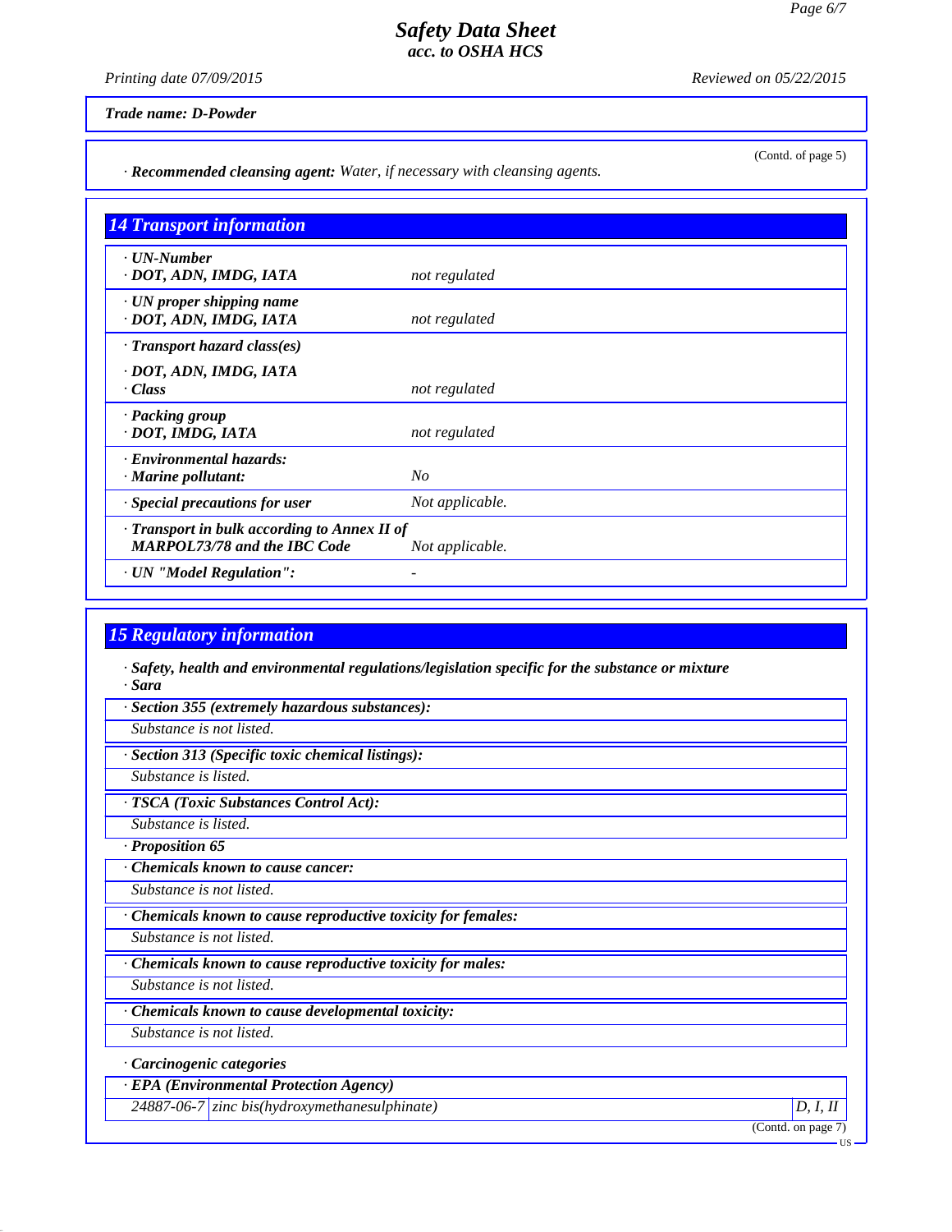**Trade name: D-Powder**

(Contd. of page 5)

· **Recommended cleansing agent:** *Water, if necessary with cleansing agents.*

## 14 Transport information

| | |
|---|---|
| · **UN-Number**<br>· **DOT, ADN, IMDG, IATA** | *not regulated* |
| · **UN proper shipping name**<br>· **DOT, ADN, IMDG, IATA** | *not regulated* |
| · **Transport hazard class(es)** | |
| · **DOT, ADN, IMDG, IATA**<br>· **Class** | *not regulated* |
| · **Packing group**<br>· **DOT, IMDG, IATA** | *not regulated* |
| · **Environmental hazards:**<br>· **Marine pollutant:** | *No* |
| · **Special precautions for user** | *Not applicable.* |
| · **Transport in bulk according to Annex II of MARPOL73/78 and the IBC Code** | *Not applicable.* |
| · **UN "Model Regulation":** | - |

## 15 Regulatory information

· **Safety, health and environmental regulations/legislation specific for the substance or mixture**
· **Sara**

· **Section 355 (extremely hazardous substances):**
*Substance is not listed.*

· **Section 313 (Specific toxic chemical listings):**
*Substance is listed.*

· **TSCA (Toxic Substances Control Act):**
*Substance is listed.*

· **Proposition 65**

· **Chemicals known to cause cancer:**
*Substance is not listed.*

· **Chemicals known to cause reproductive toxicity for females:**
*Substance is not listed.*

· **Chemicals known to cause reproductive toxicity for males:**
*Substance is not listed.*

· **Chemicals known to cause developmental toxicity:**
*Substance is not listed.*

· **Carcinogenic categories**

· **EPA (Environmental Protection Agency)**

| | | |
|---|---|---|
| 24887-06-7 | zinc bis(hydroxymethanesulphinate) | D, I, II |

(Contd. on page 7)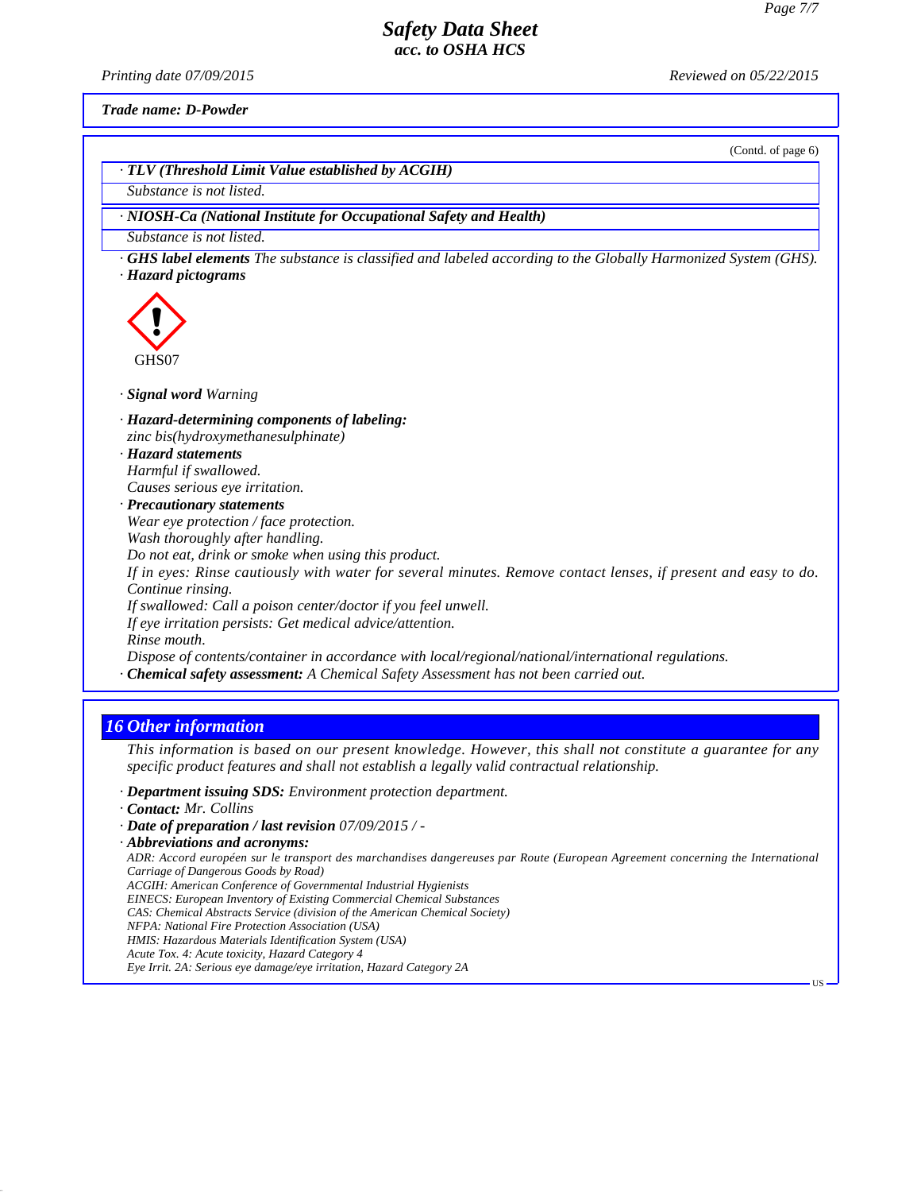Trade name: D-Powder

(Contd. of page 6)

· **TLV (Threshold Limit Value established by ACGIH)**

Substance is not listed.

· **NIOSH-Ca (National Institute for Occupational Safety and Health)**

Substance is not listed.

· **GHS label elements** The substance is classified and labeled according to the Globally Harmonized System (GHS).
· **Hazard pictograms**

GHS07

· **Signal word** Warning

· **Hazard-determining components of labeling:**
zinc bis(hydroxymethanesulphinate)
· **Hazard statements**
Harmful if swallowed.
Causes serious eye irritation.
· **Precautionary statements**
Wear eye protection / face protection.
Wash thoroughly after handling.
Do not eat, drink or smoke when using this product.
If in eyes: Rinse cautiously with water for several minutes. Remove contact lenses, if present and easy to do. Continue rinsing.
If swallowed: Call a poison center/doctor if you feel unwell.
If eye irritation persists: Get medical advice/attention.
Rinse mouth.
Dispose of contents/container in accordance with local/regional/national/international regulations.
· **Chemical safety assessment:** A Chemical Safety Assessment has not been carried out.

## 16 Other information

This information is based on our present knowledge. However, this shall not constitute a guarantee for any specific product features and shall not establish a legally valid contractual relationship.

· **Department issuing SDS:** Environment protection department.
· **Contact:** Mr. Collins
· **Date of preparation / last revision** 07/09/2015 / -
· **Abbreviations and acronyms:**
ADR: Accord européen sur le transport des marchandises dangereuses par Route (European Agreement concerning the International Carriage of Dangerous Goods by Road)
ACGIH: American Conference of Governmental Industrial Hygienists
EINECS: European Inventory of Existing Commercial Chemical Substances
CAS: Chemical Abstracts Service (division of the American Chemical Society)
NFPA: National Fire Protection Association (USA)
HMIS: Hazardous Materials Identification System (USA)
Acute Tox. 4: Acute toxicity, Hazard Category 4
Eye Irrit. 2A: Serious eye damage/eye irritation, Hazard Category 2A